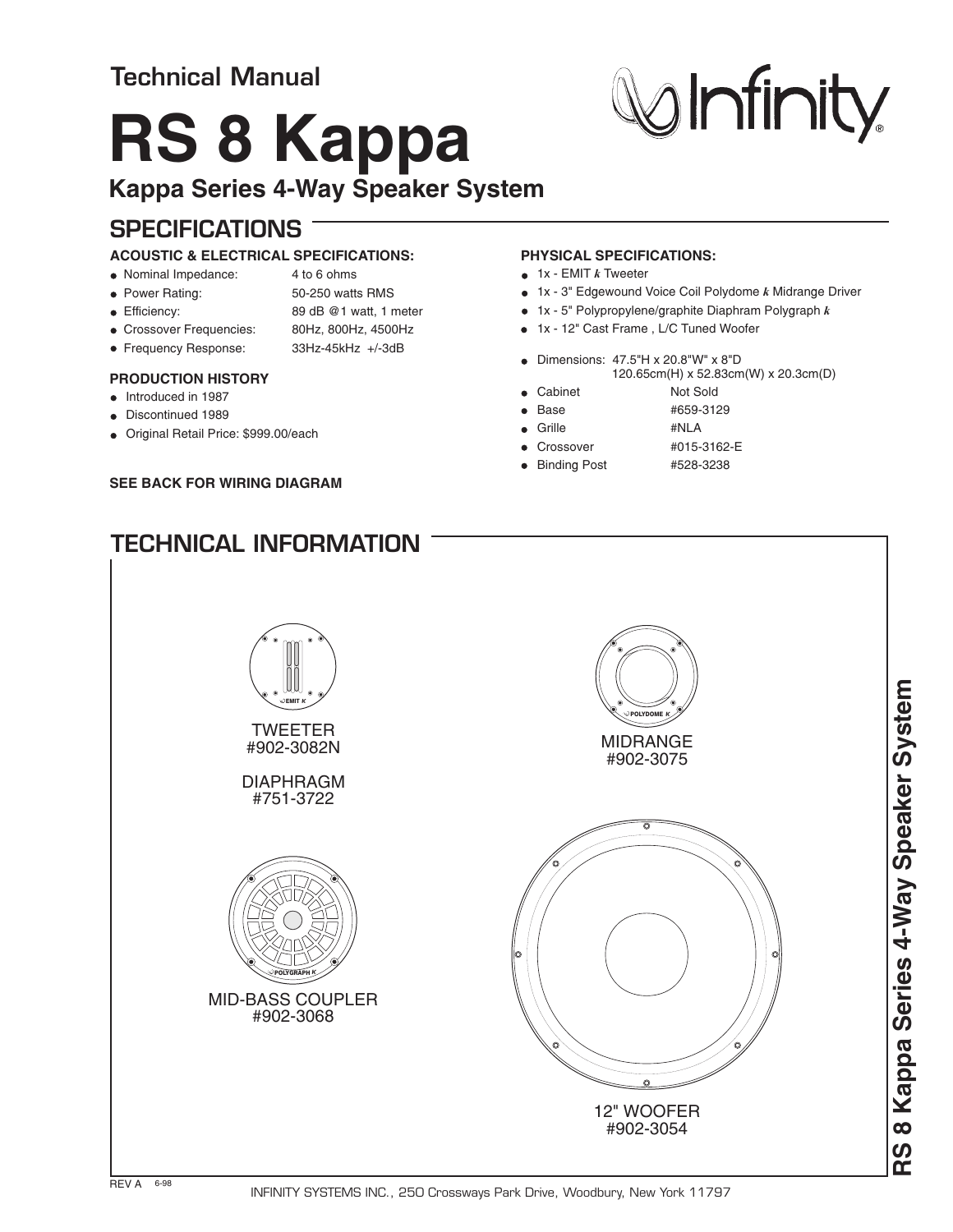Technical Manual

# RS 8 Kappa

## Kappa Series 4-Way Speaker System

Infinity®

## SPECIFICATIONS

### ACOUSTIC & ELECTRICAL SPECIFICATIONS:

- Nominal Impedance: 4 to 6 ohms
- Power Rating: 50-250 watts RMS
- Efficiency: 89 dB @1 watt, 1 meter
- Crossover Frequencies: 80Hz, 800Hz, 4500Hz
- Frequency Response: 33Hz-45kHz +/-3dB

### PRODUCTION HISTORY

- Introduced in 1987
- Discontinued 1989
- Original Retail Price: $999.00/each

**SEE BACK FOR WIRING DIAGRAM**

### PHYSICAL SPECIFICATIONS:

- 1x - EMIT *k* Tweeter
- 1x - 3" Edgewound Voice Coil Polydome *k* Midrange Driver
- 1x - 5" Polypropylene/graphite Diaphram Polygraph *k*
- 1x - 12" Cast Frame , L/C Tuned Woofer

- Dimensions: 47.5"H x 20.8"W" x 8"D
  120.65cm(H) x 52.83cm(W) x 20.3cm(D)
- Cabinet: Not Sold
- Base: #659-3129
- Grille: #NLA
- Crossover: #015-3162-E
- Binding Post: #528-3238

## TECHNICAL INFORMATION

EMIT K

TWEETER
#902-3082N

DIAPHRAGM
#751-3722

POLYDOME K

MIDRANGE
#902-3075

POLYGRAPH K

MID-BASS COUPLER
#902-3068

12" WOOFER
#902-3054

REV A 6-98

INFINITY SYSTEMS INC., 250 Crossways Park Drive, Woodbury, New York 11797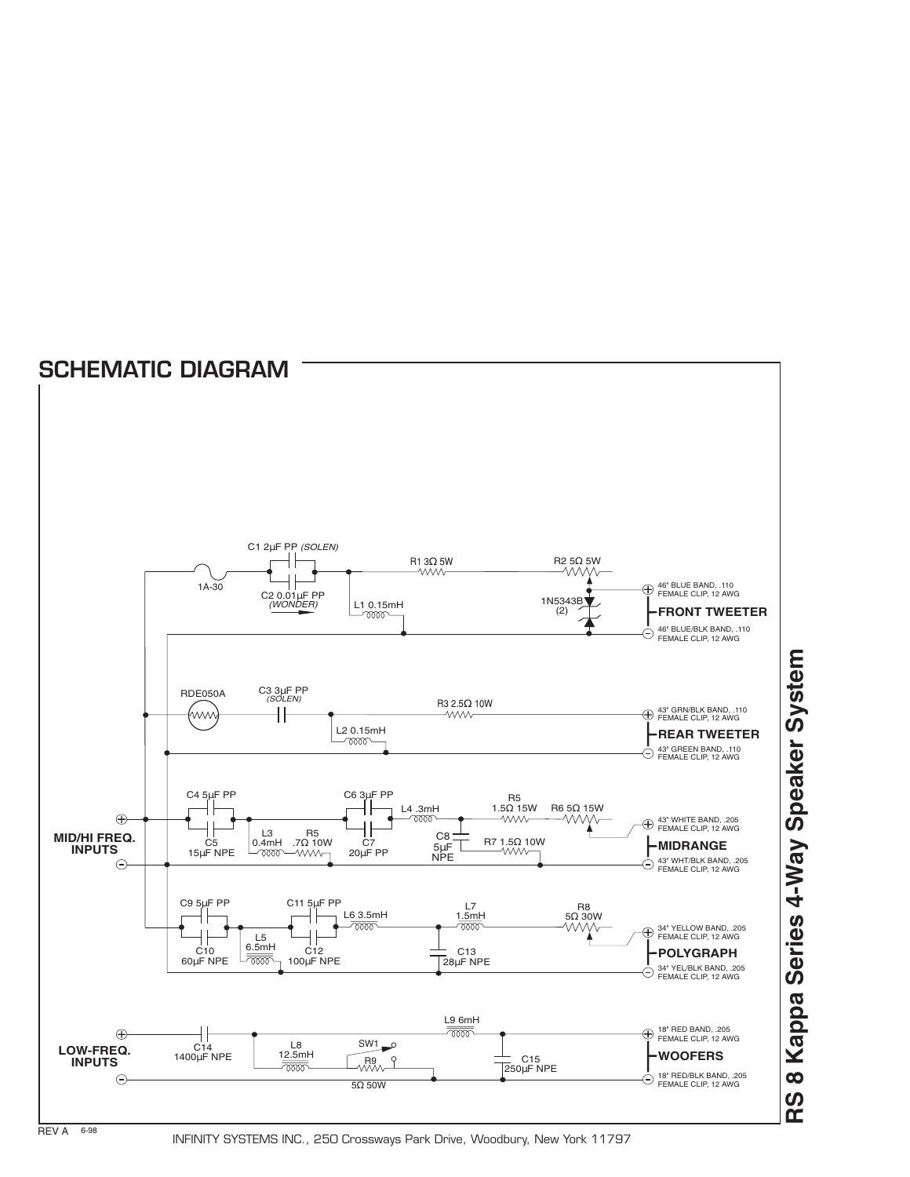## SCHEMATIC DIAGRAM

C1 2µF PP *(SOLEN)*

1A-30

C2 0.01µF PP *(WONDER)*

R1 3Ω 5W

R2 5Ω 5W

L1 0.15mH

1N5343B (2)

46" BLUE BAND, .110 FEMALE CLIP, 12 AWG

**FRONT TWEETER**

46" BLUE/BLK BAND, .110 FEMALE CLIP, 12 AWG

RDE050A

C3 3µF PP *(SOLEN)*

R3 2.5Ω 10W

L2 0.15mH

43" GRN/BLK BAND, .110 FEMALE CLIP, 12 AWG

**REAR TWEETER**

43" GREEN BAND, .110 FEMALE CLIP, 12 AWG

C4 5µF PP

C5 15µF NPE

L3 0.4mH

R5 .7Ω 10W

C6 3µF PP

C7 20µF PP

L4 .3mH

C8 5µF NPE

R5 1.5Ω 15W

R6 5Ω 15W

R7 1.5Ω 10W

**MID/HI FREQ. INPUTS**

43" WHITE BAND, .205 FEMALE CLIP, 12 AWG

**MIDRANGE**

43" WHT/BLK BAND, .205 FEMALE CLIP, 12 AWG

C9 5µF PP

C10 60µF NPE

L5 6.5mH

C11 5µF PP

C12 100µF NPE

L6 3.5mH

L7 1.5mH

C13 28µF NPE

R8 5Ω 30W

34" YELLOW BAND, .205 FEMALE CLIP, 12 AWG

**POLYGRAPH**

34" YEL/BLK BAND, .205 FEMALE CLIP, 12 AWG

**LOW-FREQ. INPUTS**

C14 1400µF NPE

L8 12.5mH

SW1

R9 5Ω 50W

L9 6mH

C15 250µF NPE

18" RED BAND, .205 FEMALE CLIP, 12 AWG

**WOOFERS**

18" RED/BLK BAND, .205 FEMALE CLIP, 12 AWG

**RS 8 Kappa Series 4-Way Speaker System**

REV A 6-98

INFINITY SYSTEMS INC., 250 Crossways Park Drive, Woodbury, New York 11797